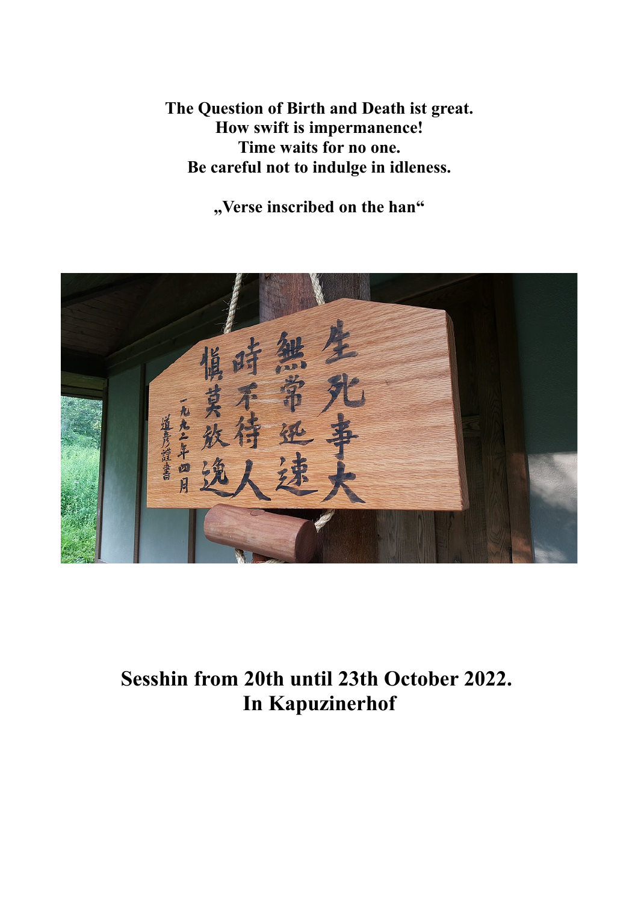**The Question of Birth and Death ist great.**
**How swift is impermanence!**
**Time waits for no one.**
**Be careful not to indulge in idleness.**

**„Verse inscribed on the han“**

# Sesshin from 20th until 23th October 2022.
# In Kapuzinerhof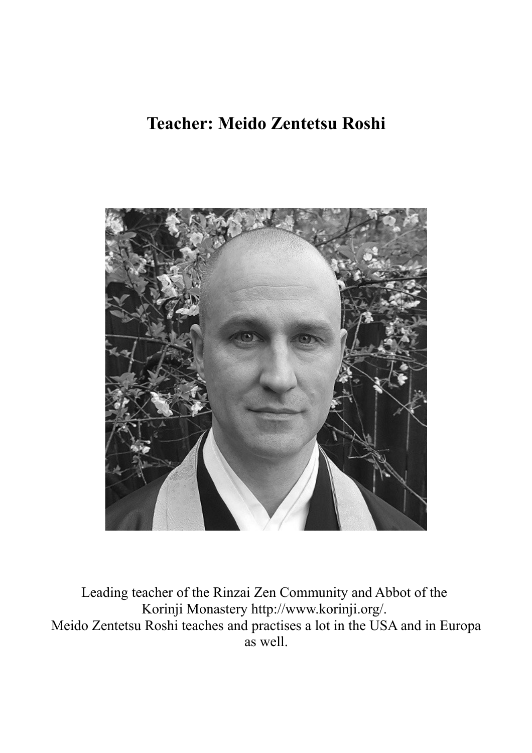# Teacher: Meido Zentetsu Roshi

Leading teacher of the Rinzai Zen Community and Abbot of the Korinji Monastery http://www.korinji.org/.
Meido Zentetsu Roshi teaches and practises a lot in the USA and in Europa as well.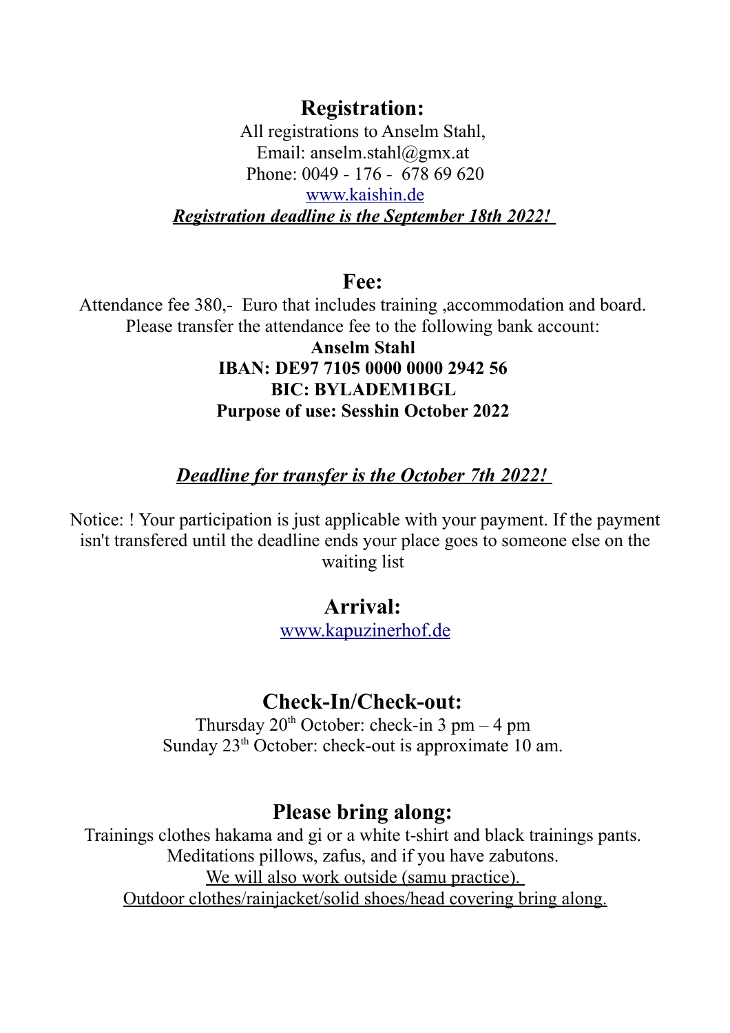## Registration:

All registrations to Anselm Stahl,
Email: anselm.stahl@gmx.at
Phone: 0049 - 176 - 678 69 620
[www.kaishin.de](http://www.kaishin.de)
***Registration deadline is the September 18th 2022!***

## Fee:

Attendance fee 380,- Euro that includes training ,accommodation and board.
Please transfer the attendance fee to the following bank account:
**Anselm Stahl**
**IBAN: DE97 7105 0000 0000 2942 56**
**BIC: BYLADEM1BGL**
**Purpose of use: Sesshin October 2022**

***Deadline for transfer is the October 7th 2022!***

Notice: ! Your participation is just applicable with your payment. If the payment isn't transfered until the deadline ends your place goes to someone else on the waiting list

## Arrival:

[www.kapuzinerhof.de](http://www.kapuzinerhof.de)

## Check-In/Check-out:

Thursday 20th October: check-in 3 pm – 4 pm
Sunday 23th October: check-out is approximate 10 am.

## Please bring along:

Trainings clothes hakama and gi or a white t-shirt and black trainings pants.
Meditations pillows, zafus, and if you have zabutons.
We will also work outside (samu practice).
Outdoor clothes/rainjacket/solid shoes/head covering bring along.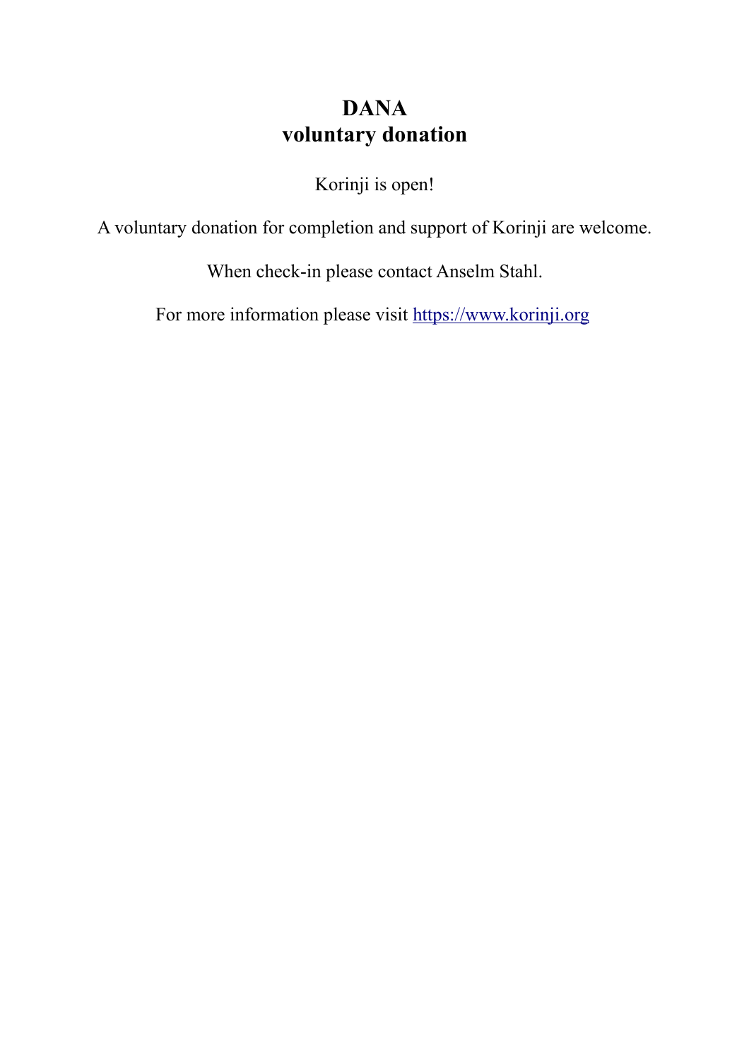# DANA
# voluntary donation

Korinji is open!

A voluntary donation for completion and support of Korinji are welcome.

When check-in please contact Anselm Stahl.

For more information please visit https://www.korinji.org